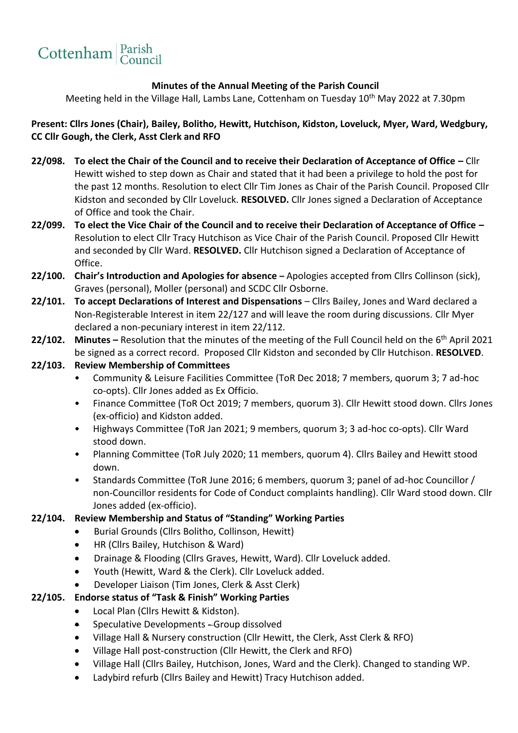Cottenham Parish Council

**Minutes of the Annual Meeting of the Parish Council**

Meeting held in the Village Hall, Lambs Lane, Cottenham on Tuesday 10th May 2022 at 7.30pm

**Present: Cllrs Jones (Chair), Bailey, Bolitho, Hewitt, Hutchison, Kidston, Loveluck, Myer, Ward, Wedgbury, CC Cllr Gough, the Clerk, Asst Clerk and RFO**

**22/098. To elect the Chair of the Council and to receive their Declaration of Acceptance of Office –** Cllr Hewitt wished to step down as Chair and stated that it had been a privilege to hold the post for the past 12 months. Resolution to elect Cllr Tim Jones as Chair of the Parish Council. Proposed Cllr Kidston and seconded by Cllr Loveluck. **RESOLVED.** Cllr Jones signed a Declaration of Acceptance of Office and took the Chair.

**22/099. To elect the Vice Chair of the Council and to receive their Declaration of Acceptance of Office –** Resolution to elect Cllr Tracy Hutchison as Vice Chair of the Parish Council. Proposed Cllr Hewitt and seconded by Cllr Ward. **RESOLVED.** Cllr Hutchison signed a Declaration of Acceptance of Office.

**22/100. Chair's Introduction and Apologies for absence –** Apologies accepted from Cllrs Collinson (sick), Graves (personal), Moller (personal) and SCDC Cllr Osborne.

**22/101. To accept Declarations of Interest and Dispensations** – Cllrs Bailey, Jones and Ward declared a Non-Registerable Interest in item 22/127 and will leave the room during discussions. Cllr Myer declared a non-pecuniary interest in item 22/112.

**22/102. Minutes –** Resolution that the minutes of the meeting of the Full Council held on the 6th April 2021 be signed as a correct record. Proposed Cllr Kidston and seconded by Cllr Hutchison. **RESOLVED**.

**22/103. Review Membership of Committees**

- Community & Leisure Facilities Committee (ToR Dec 2018; 7 members, quorum 3; 7 ad-hoc co-opts). Cllr Jones added as Ex Officio.
- Finance Committee (ToR Oct 2019; 7 members, quorum 3). Cllr Hewitt stood down. Cllrs Jones (ex-officio) and Kidston added.
- Highways Committee (ToR Jan 2021; 9 members, quorum 3; 3 ad-hoc co-opts). Cllr Ward stood down.
- Planning Committee (ToR July 2020; 11 members, quorum 4). Cllrs Bailey and Hewitt stood down.
- Standards Committee (ToR June 2016; 6 members, quorum 3; panel of ad-hoc Councillor / non-Councillor residents for Code of Conduct complaints handling). Cllr Ward stood down. Cllr Jones added (ex-officio).

**22/104. Review Membership and Status of "Standing" Working Parties**

- Burial Grounds (Cllrs Bolitho, Collinson, Hewitt)
- HR (Cllrs Bailey, Hutchison & Ward)
- Drainage & Flooding (Cllrs Graves, Hewitt, Ward). Cllr Loveluck added.
- Youth (Hewitt, Ward & the Clerk). Cllr Loveluck added.
- Developer Liaison (Tim Jones, Clerk & Asst Clerk)

**22/105. Endorse status of "Task & Finish" Working Parties**

- Local Plan (Cllrs Hewitt & Kidston).
- Speculative Developments –Group dissolved
- Village Hall & Nursery construction (Cllr Hewitt, the Clerk, Asst Clerk & RFO)
- Village Hall post-construction (Cllr Hewitt, the Clerk and RFO)
- Village Hall (Cllrs Bailey, Hutchison, Jones, Ward and the Clerk). Changed to standing WP.
- Ladybird refurb (Cllrs Bailey and Hewitt) Tracy Hutchison added.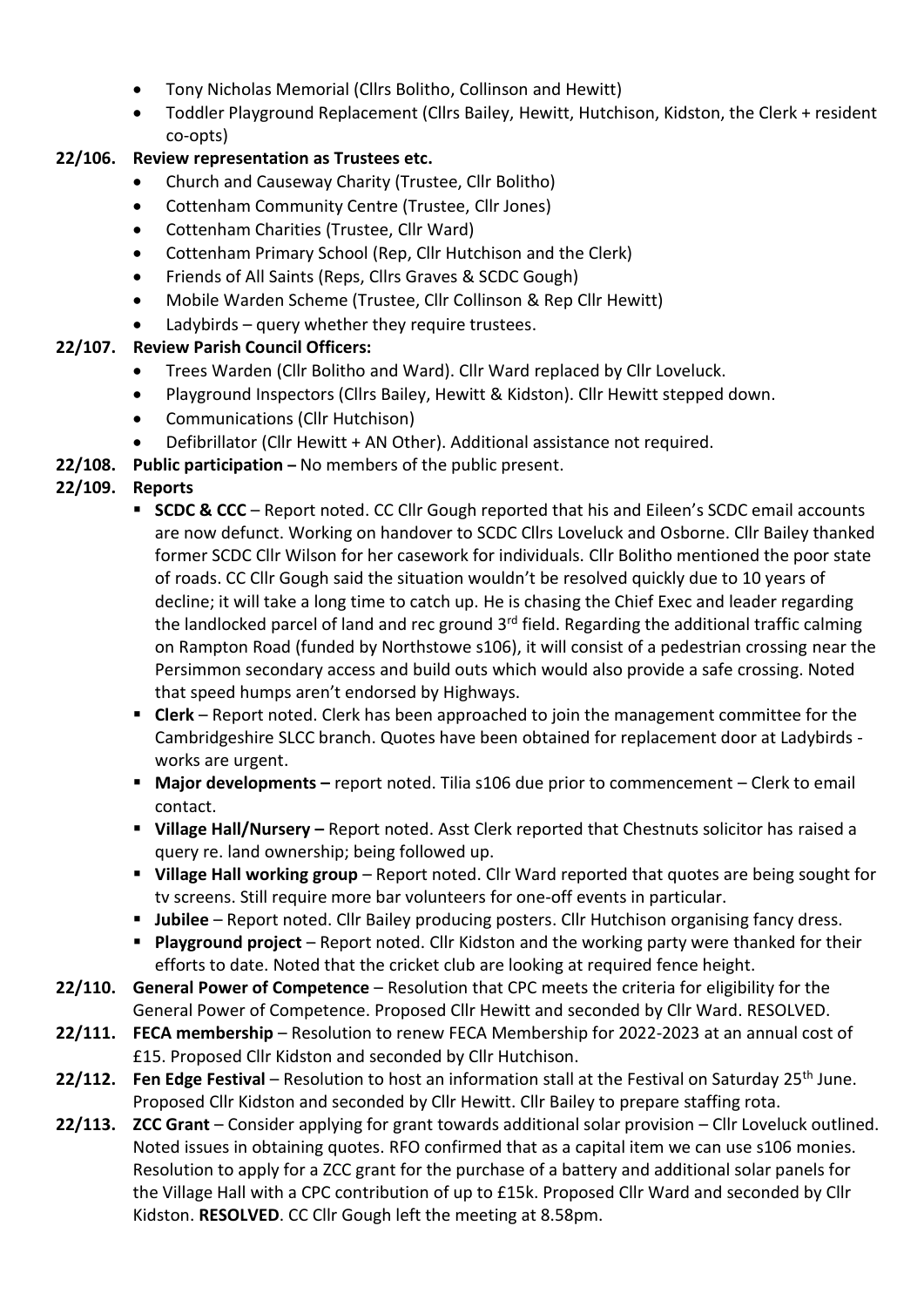- Tony Nicholas Memorial (Cllrs Bolitho, Collinson and Hewitt)
- Toddler Playground Replacement (Cllrs Bailey, Hewitt, Hutchison, Kidston, the Clerk + resident co-opts)

**22/106. Review representation as Trustees etc.**

- Church and Causeway Charity (Trustee, Cllr Bolitho)
- Cottenham Community Centre (Trustee, Cllr Jones)
- Cottenham Charities (Trustee, Cllr Ward)
- Cottenham Primary School (Rep, Cllr Hutchison and the Clerk)
- Friends of All Saints (Reps, Cllrs Graves & SCDC Gough)
- Mobile Warden Scheme (Trustee, Cllr Collinson & Rep Cllr Hewitt)
- Ladybirds – query whether they require trustees.

**22/107. Review Parish Council Officers:**

- Trees Warden (Cllr Bolitho and Ward). Cllr Ward replaced by Cllr Loveluck.
- Playground Inspectors (Cllrs Bailey, Hewitt & Kidston). Cllr Hewitt stepped down.
- Communications (Cllr Hutchison)
- Defibrillator (Cllr Hewitt + AN Other). Additional assistance not required.

**22/108. Public participation –** No members of the public present.

**22/109. Reports**

- **SCDC & CCC** – Report noted. CC Cllr Gough reported that his and Eileen's SCDC email accounts are now defunct. Working on handover to SCDC Cllrs Loveluck and Osborne. Cllr Bailey thanked former SCDC Cllr Wilson for her casework for individuals. Cllr Bolitho mentioned the poor state of roads. CC Cllr Gough said the situation wouldn't be resolved quickly due to 10 years of decline; it will take a long time to catch up. He is chasing the Chief Exec and leader regarding the landlocked parcel of land and rec ground 3rd field. Regarding the additional traffic calming on Rampton Road (funded by Northstowe s106), it will consist of a pedestrian crossing near the Persimmon secondary access and build outs which would also provide a safe crossing. Noted that speed humps aren't endorsed by Highways.
- **Clerk** – Report noted. Clerk has been approached to join the management committee for the Cambridgeshire SLCC branch. Quotes have been obtained for replacement door at Ladybirds - works are urgent.
- **Major developments –** report noted. Tilia s106 due prior to commencement – Clerk to email contact.
- **Village Hall/Nursery –** Report noted. Asst Clerk reported that Chestnuts solicitor has raised a query re. land ownership; being followed up.
- **Village Hall working group** – Report noted. Cllr Ward reported that quotes are being sought for tv screens. Still require more bar volunteers for one-off events in particular.
- **Jubilee** – Report noted. Cllr Bailey producing posters. Cllr Hutchison organising fancy dress.
- **Playground project** – Report noted. Cllr Kidston and the working party were thanked for their efforts to date. Noted that the cricket club are looking at required fence height.

**22/110. General Power of Competence** – Resolution that CPC meets the criteria for eligibility for the General Power of Competence. Proposed Cllr Hewitt and seconded by Cllr Ward. RESOLVED.

**22/111. FECA membership** – Resolution to renew FECA Membership for 2022-2023 at an annual cost of £15. Proposed Cllr Kidston and seconded by Cllr Hutchison.

**22/112. Fen Edge Festival** – Resolution to host an information stall at the Festival on Saturday 25th June. Proposed Cllr Kidston and seconded by Cllr Hewitt. Cllr Bailey to prepare staffing rota.

**22/113. ZCC Grant** – Consider applying for grant towards additional solar provision – Cllr Loveluck outlined. Noted issues in obtaining quotes. RFO confirmed that as a capital item we can use s106 monies. Resolution to apply for a ZCC grant for the purchase of a battery and additional solar panels for the Village Hall with a CPC contribution of up to £15k. Proposed Cllr Ward and seconded by Cllr Kidston. **RESOLVED**. CC Cllr Gough left the meeting at 8.58pm.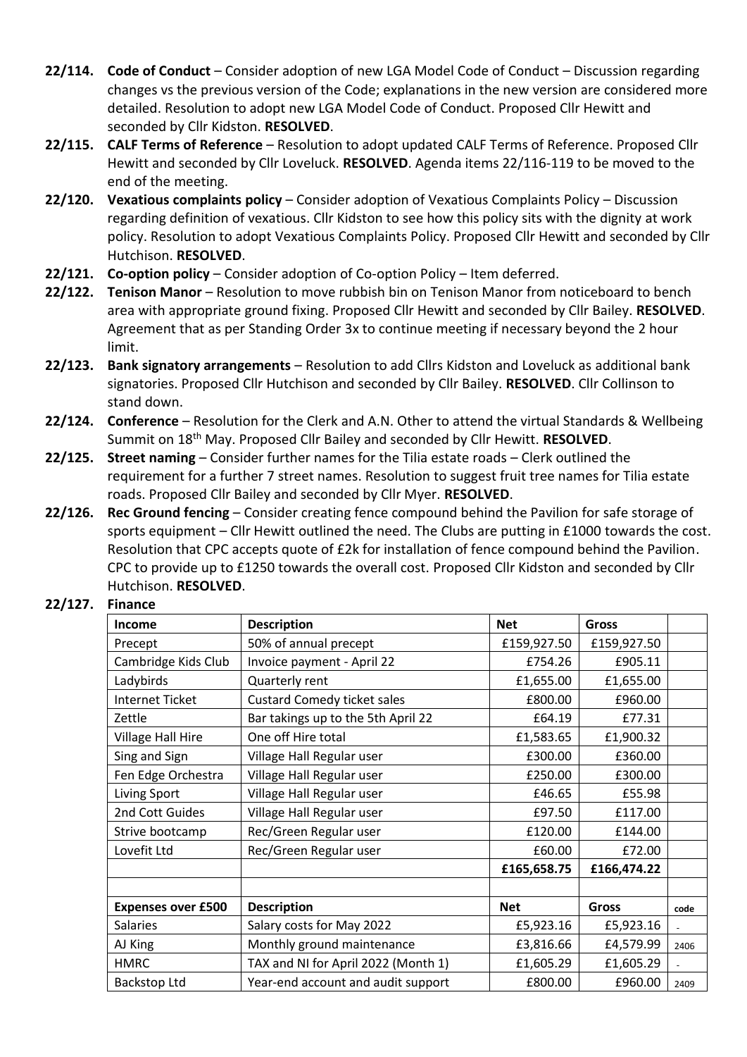**22/114. Code of Conduct** – Consider adoption of new LGA Model Code of Conduct – Discussion regarding changes vs the previous version of the Code; explanations in the new version are considered more detailed. Resolution to adopt new LGA Model Code of Conduct. Proposed Cllr Hewitt and seconded by Cllr Kidston. **RESOLVED**.

**22/115. CALF Terms of Reference** – Resolution to adopt updated CALF Terms of Reference. Proposed Cllr Hewitt and seconded by Cllr Loveluck. **RESOLVED**. Agenda items 22/116-119 to be moved to the end of the meeting.

**22/120. Vexatious complaints policy** – Consider adoption of Vexatious Complaints Policy – Discussion regarding definition of vexatious. Cllr Kidston to see how this policy sits with the dignity at work policy. Resolution to adopt Vexatious Complaints Policy. Proposed Cllr Hewitt and seconded by Cllr Hutchison. **RESOLVED**.

**22/121. Co-option policy** – Consider adoption of Co-option Policy – Item deferred.

**22/122. Tenison Manor** – Resolution to move rubbish bin on Tenison Manor from noticeboard to bench area with appropriate ground fixing. Proposed Cllr Hewitt and seconded by Cllr Bailey. **RESOLVED**. Agreement that as per Standing Order 3x to continue meeting if necessary beyond the 2 hour limit.

**22/123. Bank signatory arrangements** – Resolution to add Cllrs Kidston and Loveluck as additional bank signatories. Proposed Cllr Hutchison and seconded by Cllr Bailey. **RESOLVED**. Cllr Collinson to stand down.

**22/124. Conference** – Resolution for the Clerk and A.N. Other to attend the virtual Standards & Wellbeing Summit on 18th May. Proposed Cllr Bailey and seconded by Cllr Hewitt. **RESOLVED**.

**22/125. Street naming** – Consider further names for the Tilia estate roads – Clerk outlined the requirement for a further 7 street names. Resolution to suggest fruit tree names for Tilia estate roads. Proposed Cllr Bailey and seconded by Cllr Myer. **RESOLVED**.

**22/126. Rec Ground fencing** – Consider creating fence compound behind the Pavilion for safe storage of sports equipment – Cllr Hewitt outlined the need. The Clubs are putting in £1000 towards the cost. Resolution that CPC accepts quote of £2k for installation of fence compound behind the Pavilion. CPC to provide up to £1250 towards the overall cost. Proposed Cllr Kidston and seconded by Cllr Hutchison. **RESOLVED**.

**22/127. Finance**

| **Income** | **Description** | **Net** | **Gross** | |
|---|---|---|---|---|
| Precept | 50% of annual precept | £159,927.50 | £159,927.50 | |
| Cambridge Kids Club | Invoice payment - April 22 | £754.26 | £905.11 | |
| Ladybirds | Quarterly rent | £1,655.00 | £1,655.00 | |
| Internet Ticket | Custard Comedy ticket sales | £800.00 | £960.00 | |
| Zettle | Bar takings up to the 5th April 22 | £64.19 | £77.31 | |
| Village Hall Hire | One off Hire total | £1,583.65 | £1,900.32 | |
| Sing and Sign | Village Hall Regular user | £300.00 | £360.00 | |
| Fen Edge Orchestra | Village Hall Regular user | £250.00 | £300.00 | |
| Living Sport | Village Hall Regular user | £46.65 | £55.98 | |
| 2nd Cott Guides | Village Hall Regular user | £97.50 | £117.00 | |
| Strive bootcamp | Rec/Green Regular user | £120.00 | £144.00 | |
| Lovefit Ltd | Rec/Green Regular user | £60.00 | £72.00 | |
| | | **£165,658.75** | **£166,474.22** | |
| | | | | |
| **Expenses over £500** | **Description** | **Net** | **Gross** | **code** |
| Salaries | Salary costs for May 2022 | £5,923.16 | £5,923.16 | - |
| AJ King | Monthly ground maintenance | £3,816.66 | £4,579.99 | 2406 |
| HMRC | TAX and NI for April 2022 (Month 1) | £1,605.29 | £1,605.29 | - |
| Backstop Ltd | Year-end account and audit support | £800.00 | £960.00 | 2409 |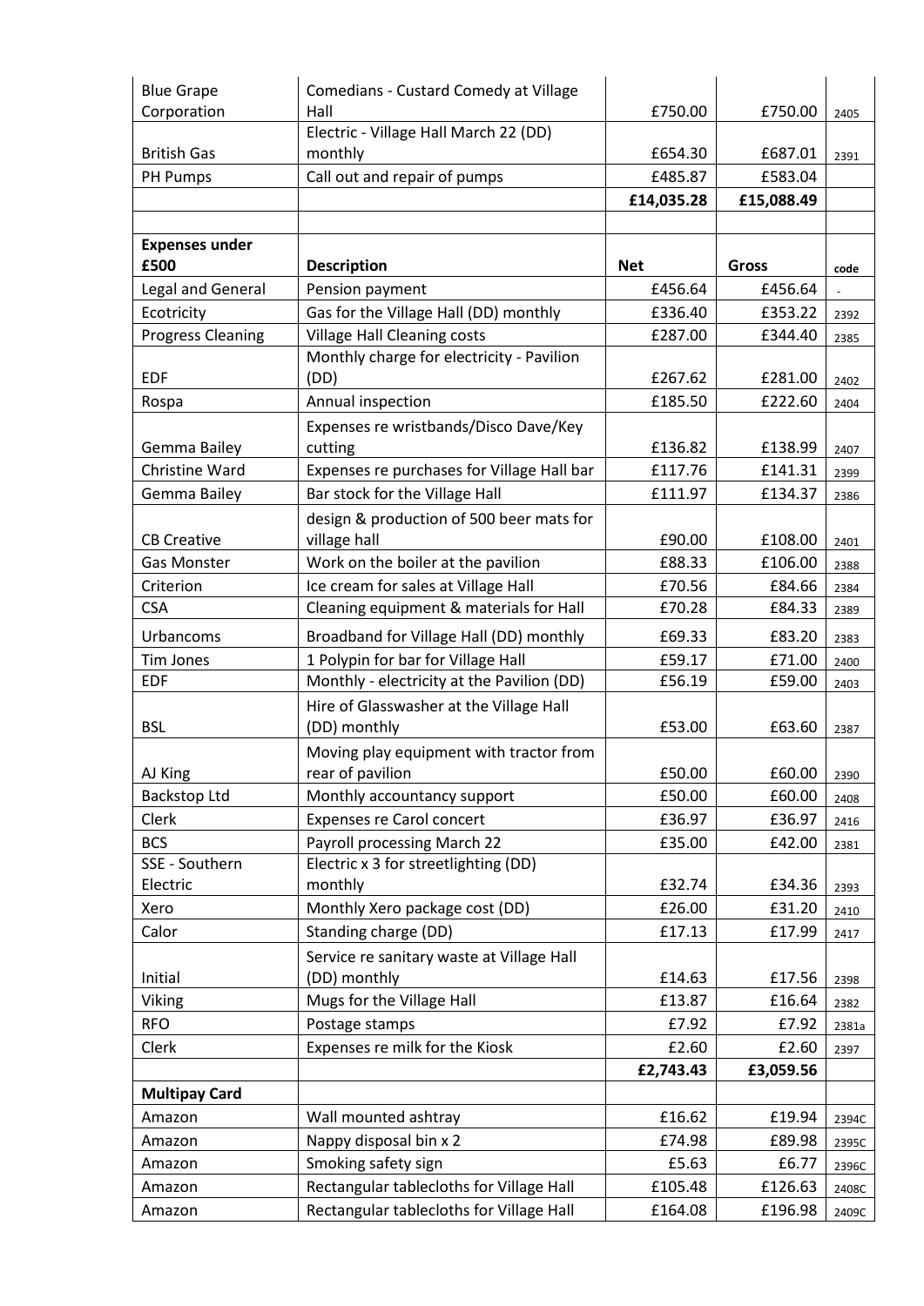| | | | | |
|---|---|---|---|---|
| Blue Grape Corporation | Comedians - Custard Comedy at Village Hall | £750.00 | £750.00 | 2405 |
| British Gas | Electric - Village Hall March 22 (DD) monthly | £654.30 | £687.01 | 2391 |
| PH Pumps | Call out and repair of pumps | £485.87 | £583.04 | |
| | | **£14,035.28** | **£15,088.49** | |
| | | | | |
| **Expenses under £500** | **Description** | **Net** | **Gross** | **code** |
| Legal and General | Pension payment | £456.64 | £456.64 | - |
| Ecotricity | Gas for the Village Hall (DD) monthly | £336.40 | £353.22 | 2392 |
| Progress Cleaning | Village Hall Cleaning costs | £287.00 | £344.40 | 2385 |
| EDF | Monthly charge for electricity - Pavilion (DD) | £267.62 | £281.00 | 2402 |
| Rospa | Annual inspection | £185.50 | £222.60 | 2404 |
| Gemma Bailey | Expenses re wristbands/Disco Dave/Key cutting | £136.82 | £138.99 | 2407 |
| Christine Ward | Expenses re purchases for Village Hall bar | £117.76 | £141.31 | 2399 |
| Gemma Bailey | Bar stock for the Village Hall | £111.97 | £134.37 | 2386 |
| CB Creative | design & production of 500 beer mats for village hall | £90.00 | £108.00 | 2401 |
| Gas Monster | Work on the boiler at the pavilion | £88.33 | £106.00 | 2388 |
| Criterion | Ice cream for sales at Village Hall | £70.56 | £84.66 | 2384 |
| CSA | Cleaning equipment & materials for Hall | £70.28 | £84.33 | 2389 |
| Urbancoms | Broadband for Village Hall (DD) monthly | £69.33 | £83.20 | 2383 |
| Tim Jones | 1 Polypin for bar for Village Hall | £59.17 | £71.00 | 2400 |
| EDF | Monthly - electricity at the Pavilion (DD) | £56.19 | £59.00 | 2403 |
| BSL | Hire of Glasswasher at the Village Hall (DD) monthly | £53.00 | £63.60 | 2387 |
| AJ King | Moving play equipment with tractor from rear of pavilion | £50.00 | £60.00 | 2390 |
| Backstop Ltd | Monthly accountancy support | £50.00 | £60.00 | 2408 |
| Clerk | Expenses re Carol concert | £36.97 | £36.97 | 2416 |
| BCS | Payroll processing March 22 | £35.00 | £42.00 | 2381 |
| SSE - Southern Electric | Electric x 3 for streetlighting (DD) monthly | £32.74 | £34.36 | 2393 |
| Xero | Monthly Xero package cost (DD) | £26.00 | £31.20 | 2410 |
| Calor | Standing charge (DD) | £17.13 | £17.99 | 2417 |
| Initial | Service re sanitary waste at Village Hall (DD) monthly | £14.63 | £17.56 | 2398 |
| Viking | Mugs for the Village Hall | £13.87 | £16.64 | 2382 |
| RFO | Postage stamps | £7.92 | £7.92 | 2381a |
| Clerk | Expenses re milk for the Kiosk | £2.60 | £2.60 | 2397 |
| | | **£2,743.43** | **£3,059.56** | |
| **Multipay Card** | | | | |
| Amazon | Wall mounted ashtray | £16.62 | £19.94 | 2394C |
| Amazon | Nappy disposal bin x 2 | £74.98 | £89.98 | 2395C |
| Amazon | Smoking safety sign | £5.63 | £6.77 | 2396C |
| Amazon | Rectangular tablecloths for Village Hall | £105.48 | £126.63 | 2408C |
| Amazon | Rectangular tablecloths for Village Hall | £164.08 | £196.98 | 2409C |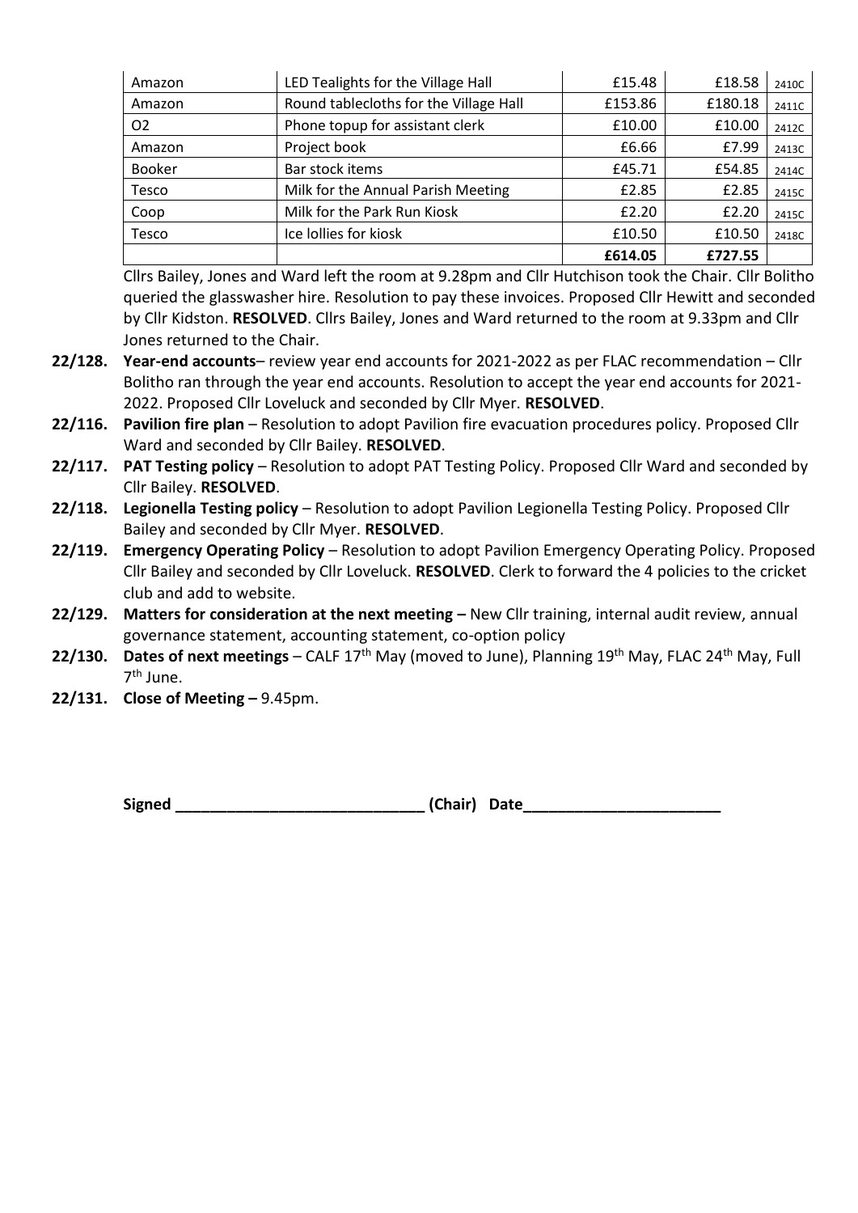| | | | | |
|---|---|---|---|---|
| Amazon | LED Tealights for the Village Hall | £15.48 | £18.58 | 2410C |
| Amazon | Round tablecloths for the Village Hall | £153.86 | £180.18 | 2411C |
| O2 | Phone topup for assistant clerk | £10.00 | £10.00 | 2412C |
| Amazon | Project book | £6.66 | £7.99 | 2413C |
| Booker | Bar stock items | £45.71 | £54.85 | 2414C |
| Tesco | Milk for the Annual Parish Meeting | £2.85 | £2.85 | 2415C |
| Coop | Milk for the Park Run Kiosk | £2.20 | £2.20 | 2415C |
| Tesco | Ice lollies for kiosk | £10.50 | £10.50 | 2418C |
| | | **£614.05** | **£727.55** | |

Cllrs Bailey, Jones and Ward left the room at 9.28pm and Cllr Hutchison took the Chair. Cllr Bolitho queried the glasswasher hire. Resolution to pay these invoices. Proposed Cllr Hewitt and seconded by Cllr Kidston. **RESOLVED**. Cllrs Bailey, Jones and Ward returned to the room at 9.33pm and Cllr Jones returned to the Chair.

**22/128. Year-end accounts**– review year end accounts for 2021-2022 as per FLAC recommendation – Cllr Bolitho ran through the year end accounts. Resolution to accept the year end accounts for 2021-2022. Proposed Cllr Loveluck and seconded by Cllr Myer. **RESOLVED**.

**22/116. Pavilion fire plan** – Resolution to adopt Pavilion fire evacuation procedures policy. Proposed Cllr Ward and seconded by Cllr Bailey. **RESOLVED**.

**22/117. PAT Testing policy** – Resolution to adopt PAT Testing Policy. Proposed Cllr Ward and seconded by Cllr Bailey. **RESOLVED**.

**22/118. Legionella Testing policy** – Resolution to adopt Pavilion Legionella Testing Policy. Proposed Cllr Bailey and seconded by Cllr Myer. **RESOLVED**.

**22/119. Emergency Operating Policy** – Resolution to adopt Pavilion Emergency Operating Policy. Proposed Cllr Bailey and seconded by Cllr Loveluck. **RESOLVED**. Clerk to forward the 4 policies to the cricket club and add to website.

**22/129. Matters for consideration at the next meeting –** New Cllr training, internal audit review, annual governance statement, accounting statement, co-option policy

**22/130. Dates of next meetings** – CALF 17th May (moved to June), Planning 19th May, FLAC 24th May, Full 7th June.

**22/131. Close of Meeting –** 9.45pm.

**Signed \_\_\_\_\_\_\_\_\_\_\_\_\_\_\_\_\_\_\_\_\_\_\_\_\_\_\_\_\_ (Chair) Date\_\_\_\_\_\_\_\_\_\_\_\_\_\_\_\_\_\_\_\_\_\_\_**